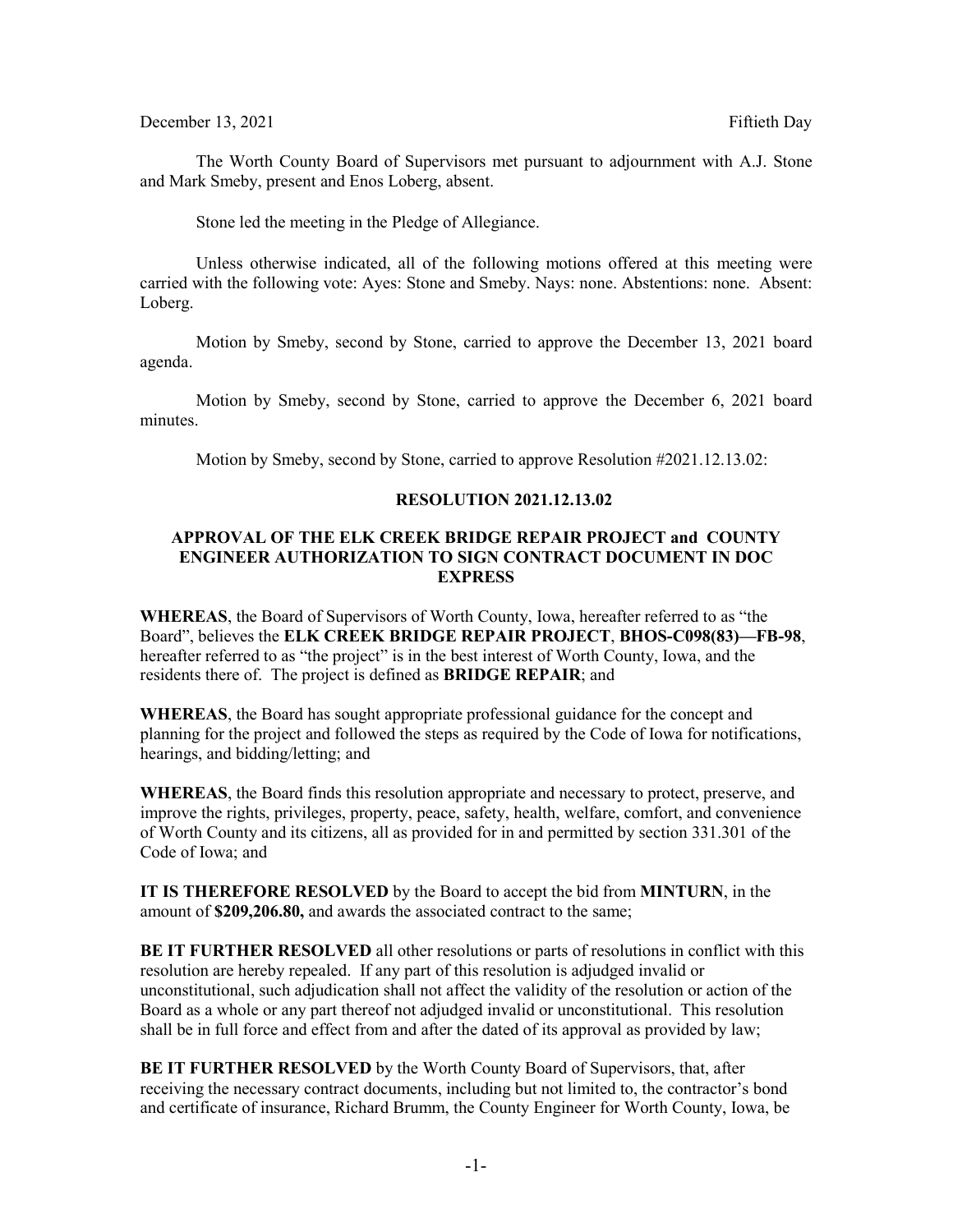December 13, 2021 Fiftieth Day

The Worth County Board of Supervisors met pursuant to adjournment with A.J. Stone and Mark Smeby, present and Enos Loberg, absent.

Stone led the meeting in the Pledge of Allegiance.

Unless otherwise indicated, all of the following motions offered at this meeting were carried with the following vote: Ayes: Stone and Smeby. Nays: none. Abstentions: none. Absent: Loberg.

Motion by Smeby, second by Stone, carried to approve the December 13, 2021 board agenda.

Motion by Smeby, second by Stone, carried to approve the December 6, 2021 board minutes.

Motion by Smeby, second by Stone, carried to approve Resolution #2021.12.13.02:

**RESOLUTION 2021.12.13.02**

**APPROVAL OF THE ELK CREEK BRIDGE REPAIR PROJECT and COUNTY ENGINEER AUTHORIZATION TO SIGN CONTRACT DOCUMENT IN DOC EXPRESS**

**WHEREAS**, the Board of Supervisors of Worth County, Iowa, hereafter referred to as "the Board", believes the **ELK CREEK BRIDGE REPAIR PROJECT**, **BHOS-C098(83)—FB-98**, hereafter referred to as "the project" is in the best interest of Worth County, Iowa, and the residents there of. The project is defined as **BRIDGE REPAIR**; and

**WHEREAS**, the Board has sought appropriate professional guidance for the concept and planning for the project and followed the steps as required by the Code of Iowa for notifications, hearings, and bidding/letting; and

**WHEREAS**, the Board finds this resolution appropriate and necessary to protect, preserve, and improve the rights, privileges, property, peace, safety, health, welfare, comfort, and convenience of Worth County and its citizens, all as provided for in and permitted by section 331.301 of the Code of Iowa; and

**IT IS THEREFORE RESOLVED** by the Board to accept the bid from **MINTURN**, in the amount of **$209,206.80,** and awards the associated contract to the same;

**BE IT FURTHER RESOLVED** all other resolutions or parts of resolutions in conflict with this resolution are hereby repealed. If any part of this resolution is adjudged invalid or unconstitutional, such adjudication shall not affect the validity of the resolution or action of the Board as a whole or any part thereof not adjudged invalid or unconstitutional. This resolution shall be in full force and effect from and after the dated of its approval as provided by law;

**BE IT FURTHER RESOLVED** by the Worth County Board of Supervisors, that, after receiving the necessary contract documents, including but not limited to, the contractor's bond and certificate of insurance, Richard Brumm, the County Engineer for Worth County, Iowa, be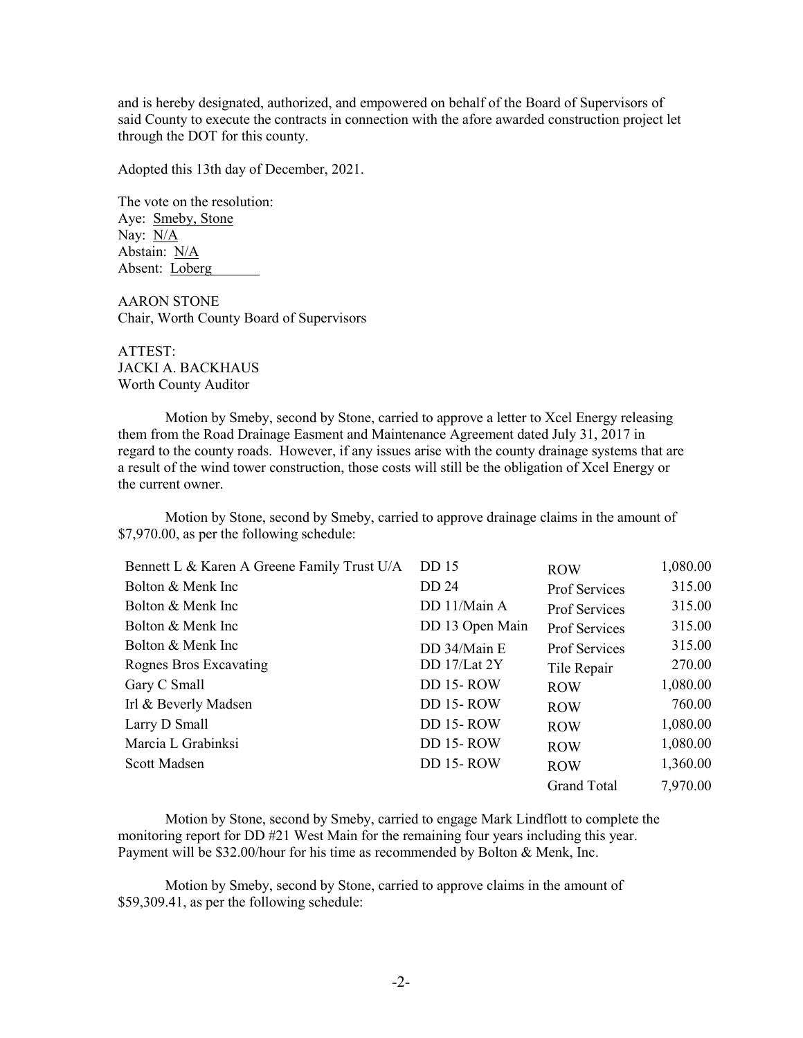and is hereby designated, authorized, and empowered on behalf of the Board of Supervisors of said County to execute the contracts in connection with the afore awarded construction project let through the DOT for this county.

Adopted this 13th day of December, 2021.

The vote on the resolution:
Aye: Smeby, Stone
Nay: N/A
Abstain: N/A
Absent: Loberg

AARON STONE
Chair, Worth County Board of Supervisors

ATTEST:
JACKI A. BACKHAUS
Worth County Auditor

Motion by Smeby, second by Stone, carried to approve a letter to Xcel Energy releasing them from the Road Drainage Easment and Maintenance Agreement dated July 31, 2017 in regard to the county roads. However, if any issues arise with the county drainage systems that are a result of the wind tower construction, those costs will still be the obligation of Xcel Energy or the current owner.

Motion by Stone, second by Smeby, carried to approve drainage claims in the amount of $7,970.00, as per the following schedule:

| | | | |
|---|---|---|---|
| Bennett L & Karen A Greene Family Trust U/A | DD 15 | ROW | 1,080.00 |
| Bolton & Menk Inc | DD 24 | Prof Services | 315.00 |
| Bolton & Menk Inc | DD 11/Main A | Prof Services | 315.00 |
| Bolton & Menk Inc | DD 13 Open Main | Prof Services | 315.00 |
| Bolton & Menk Inc | DD 34/Main E | Prof Services | 315.00 |
| Rognes Bros Excavating | DD 17/Lat 2Y | Tile Repair | 270.00 |
| Gary C Small | DD 15- ROW | ROW | 1,080.00 |
| Irl & Beverly Madsen | DD 15- ROW | ROW | 760.00 |
| Larry D Small | DD 15- ROW | ROW | 1,080.00 |
| Marcia L Grabinksi | DD 15- ROW | ROW | 1,080.00 |
| Scott Madsen | DD 15- ROW | ROW | 1,360.00 |
| | | Grand Total | 7,970.00 |

Motion by Stone, second by Smeby, carried to engage Mark Lindflott to complete the monitoring report for DD #21 West Main for the remaining four years including this year. Payment will be $32.00/hour for his time as recommended by Bolton & Menk, Inc.

Motion by Smeby, second by Stone, carried to approve claims in the amount of $59,309.41, as per the following schedule: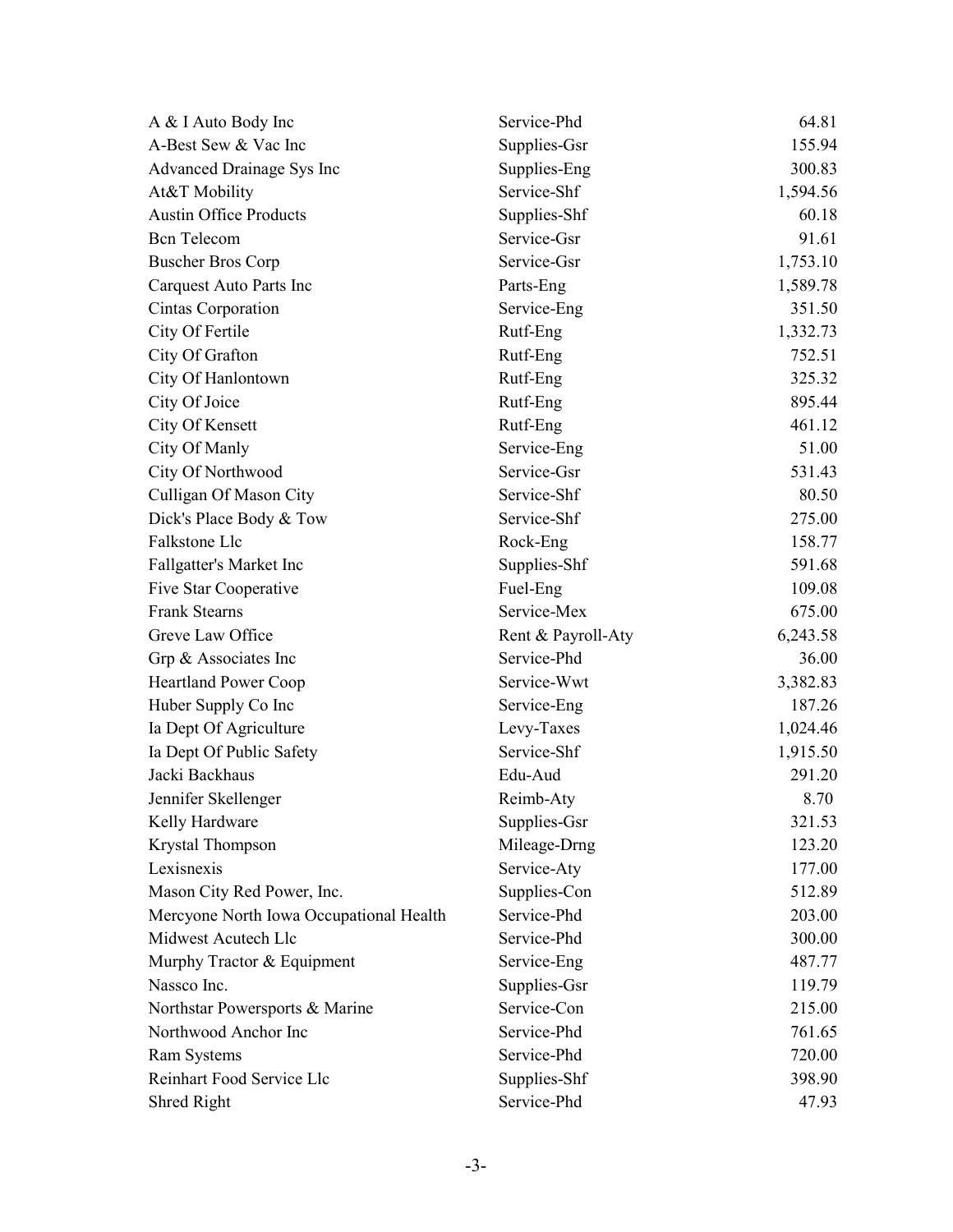| | | |
|---|---|---|
| A & I Auto Body Inc | Service-Phd | 64.81 |
| A-Best Sew & Vac Inc | Supplies-Gsr | 155.94 |
| Advanced Drainage Sys Inc | Supplies-Eng | 300.83 |
| At&T Mobility | Service-Shf | 1,594.56 |
| Austin Office Products | Supplies-Shf | 60.18 |
| Bcn Telecom | Service-Gsr | 91.61 |
| Buscher Bros Corp | Service-Gsr | 1,753.10 |
| Carquest Auto Parts Inc | Parts-Eng | 1,589.78 |
| Cintas Corporation | Service-Eng | 351.50 |
| City Of Fertile | Rutf-Eng | 1,332.73 |
| City Of Grafton | Rutf-Eng | 752.51 |
| City Of Hanlontown | Rutf-Eng | 325.32 |
| City Of Joice | Rutf-Eng | 895.44 |
| City Of Kensett | Rutf-Eng | 461.12 |
| City Of Manly | Service-Eng | 51.00 |
| City Of Northwood | Service-Gsr | 531.43 |
| Culligan Of Mason City | Service-Shf | 80.50 |
| Dick's Place Body & Tow | Service-Shf | 275.00 |
| Falkstone Llc | Rock-Eng | 158.77 |
| Fallgatter's Market Inc | Supplies-Shf | 591.68 |
| Five Star Cooperative | Fuel-Eng | 109.08 |
| Frank Stearns | Service-Mex | 675.00 |
| Greve Law Office | Rent & Payroll-Aty | 6,243.58 |
| Grp & Associates Inc | Service-Phd | 36.00 |
| Heartland Power Coop | Service-Wwt | 3,382.83 |
| Huber Supply Co Inc | Service-Eng | 187.26 |
| Ia Dept Of Agriculture | Levy-Taxes | 1,024.46 |
| Ia Dept Of Public Safety | Service-Shf | 1,915.50 |
| Jacki Backhaus | Edu-Aud | 291.20 |
| Jennifer Skellenger | Reimb-Aty | 8.70 |
| Kelly Hardware | Supplies-Gsr | 321.53 |
| Krystal Thompson | Mileage-Drng | 123.20 |
| Lexisnexis | Service-Aty | 177.00 |
| Mason City Red Power, Inc. | Supplies-Con | 512.89 |
| Mercyone North Iowa Occupational Health | Service-Phd | 203.00 |
| Midwest Acutech Llc | Service-Phd | 300.00 |
| Murphy Tractor & Equipment | Service-Eng | 487.77 |
| Nassco Inc. | Supplies-Gsr | 119.79 |
| Northstar Powersports & Marine | Service-Con | 215.00 |
| Northwood Anchor Inc | Service-Phd | 761.65 |
| Ram Systems | Service-Phd | 720.00 |
| Reinhart Food Service Llc | Supplies-Shf | 398.90 |
| Shred Right | Service-Phd | 47.93 |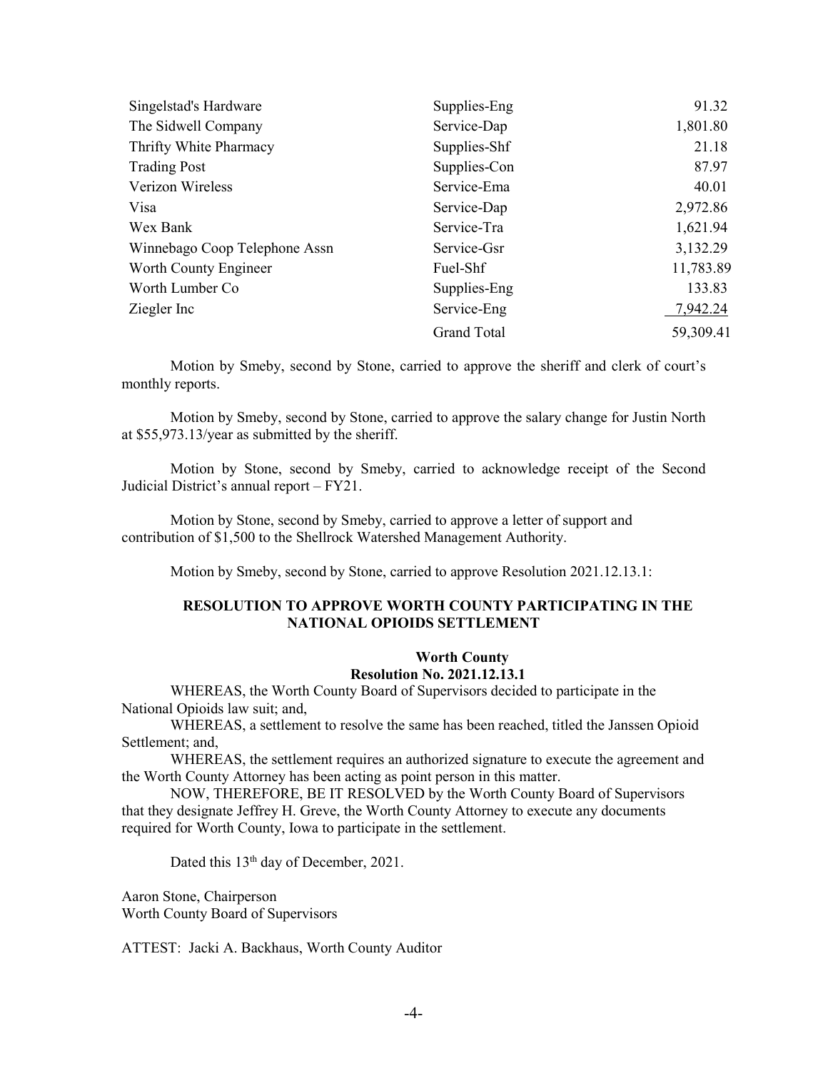| | | |
|---|---|---|
| Singelstad's Hardware | Supplies-Eng | 91.32 |
| The Sidwell Company | Service-Dap | 1,801.80 |
| Thrifty White Pharmacy | Supplies-Shf | 21.18 |
| Trading Post | Supplies-Con | 87.97 |
| Verizon Wireless | Service-Ema | 40.01 |
| Visa | Service-Dap | 2,972.86 |
| Wex Bank | Service-Tra | 1,621.94 |
| Winnebago Coop Telephone Assn | Service-Gsr | 3,132.29 |
| Worth County Engineer | Fuel-Shf | 11,783.89 |
| Worth Lumber Co | Supplies-Eng | 133.83 |
| Ziegler Inc | Service-Eng | 7,942.24 |
| | Grand Total | 59,309.41 |

Motion by Smeby, second by Stone, carried to approve the sheriff and clerk of court's monthly reports.

Motion by Smeby, second by Stone, carried to approve the salary change for Justin North at $55,973.13/year as submitted by the sheriff.

Motion by Stone, second by Smeby, carried to acknowledge receipt of the Second Judicial District's annual report – FY21.

Motion by Stone, second by Smeby, carried to approve a letter of support and contribution of $1,500 to the Shellrock Watershed Management Authority.

Motion by Smeby, second by Stone, carried to approve Resolution 2021.12.13.1:

**RESOLUTION TO APPROVE WORTH COUNTY PARTICIPATING IN THE NATIONAL OPIOIDS SETTLEMENT**

**Worth County**
**Resolution No. 2021.12.13.1**

WHEREAS, the Worth County Board of Supervisors decided to participate in the National Opioids law suit; and,

WHEREAS, a settlement to resolve the same has been reached, titled the Janssen Opioid Settlement; and,

WHEREAS, the settlement requires an authorized signature to execute the agreement and the Worth County Attorney has been acting as point person in this matter.

NOW, THEREFORE, BE IT RESOLVED by the Worth County Board of Supervisors that they designate Jeffrey H. Greve, the Worth County Attorney to execute any documents required for Worth County, Iowa to participate in the settlement.

Dated this 13th day of December, 2021.

Aaron Stone, Chairperson
Worth County Board of Supervisors

ATTEST: Jacki A. Backhaus, Worth County Auditor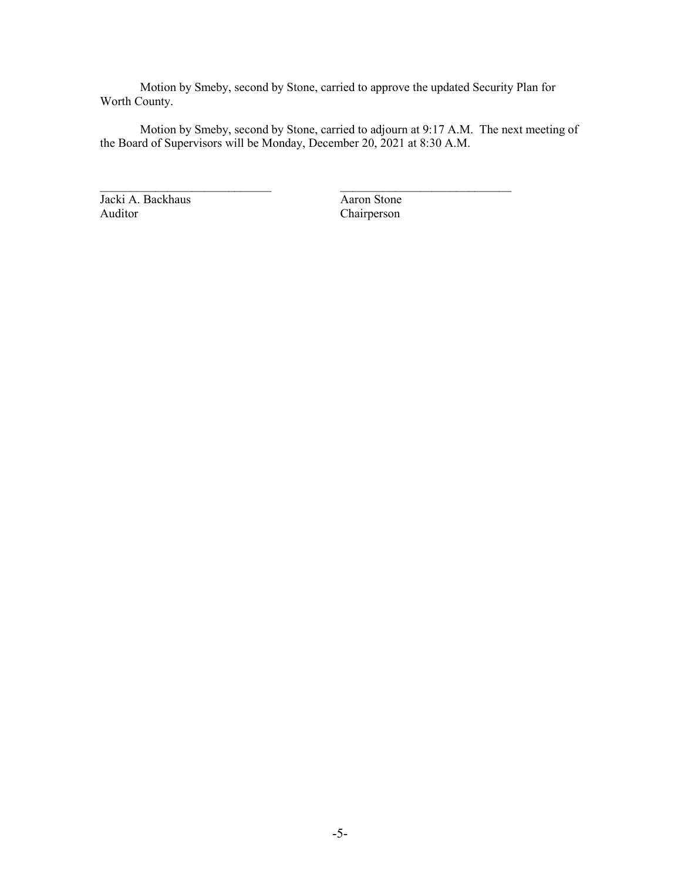Motion by Smeby, second by Stone, carried to approve the updated Security Plan for Worth County.

Motion by Smeby, second by Stone, carried to adjourn at 9:17 A.M. The next meeting of the Board of Supervisors will be Monday, December 20, 2021 at 8:30 A.M.

| | |
|---|---|
| _____________________________ | _____________________________ |
| Jacki A. Backhaus | Aaron Stone |
| Auditor | Chairperson |